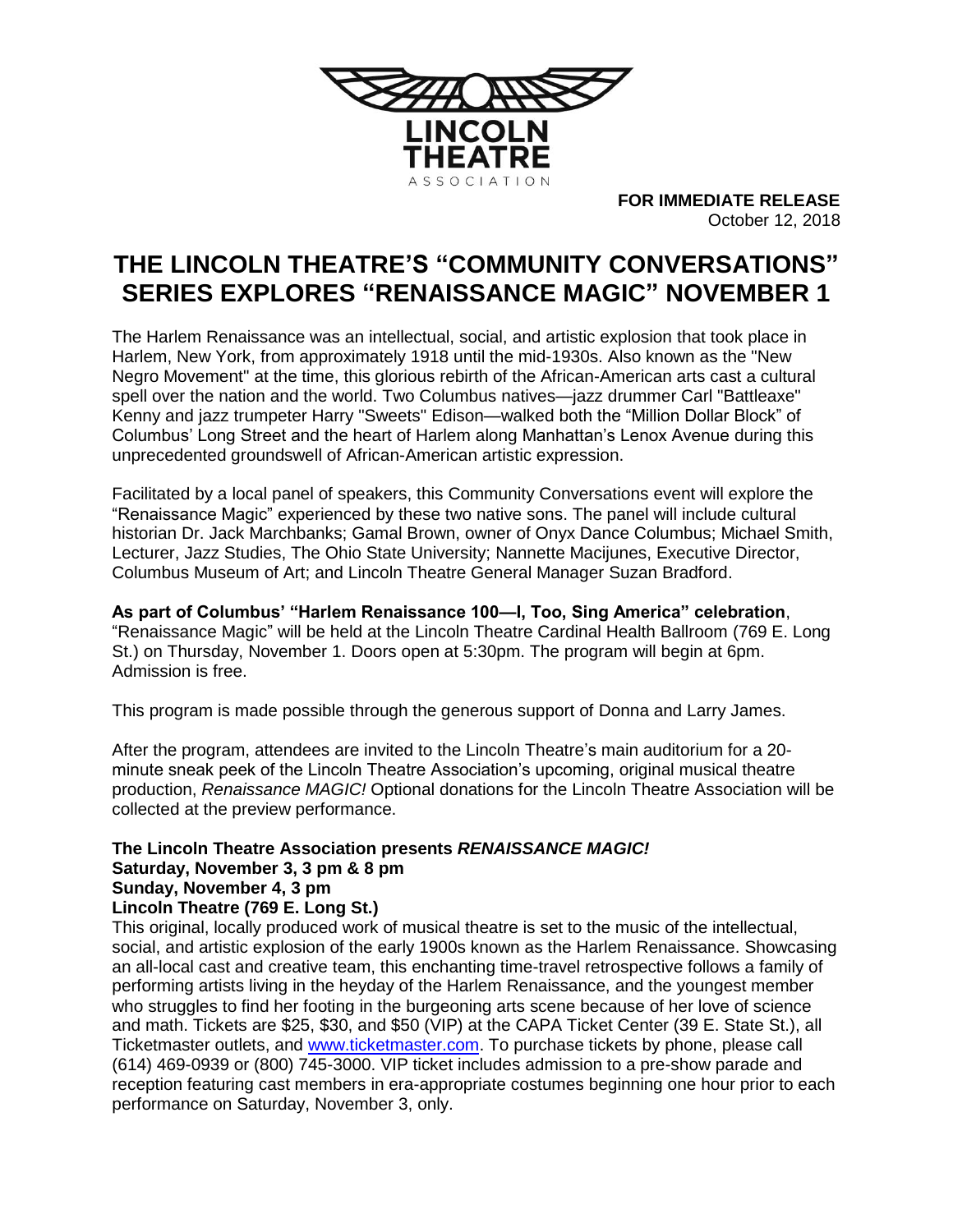LINCOLN THEATRE ASSOCIATION

**FOR IMMEDIATE RELEASE**
October 12, 2018

# THE LINCOLN THEATRE'S "COMMUNITY CONVERSATIONS" SERIES EXPLORES "RENAISSANCE MAGIC" NOVEMBER 1

The Harlem Renaissance was an intellectual, social, and artistic explosion that took place in Harlem, New York, from approximately 1918 until the mid-1930s. Also known as the "New Negro Movement" at the time, this glorious rebirth of the African-American arts cast a cultural spell over the nation and the world. Two Columbus natives—jazz drummer Carl "Battleaxe" Kenny and jazz trumpeter Harry "Sweets" Edison—walked both the "Million Dollar Block" of Columbus' Long Street and the heart of Harlem along Manhattan's Lenox Avenue during this unprecedented groundswell of African-American artistic expression.

Facilitated by a local panel of speakers, this Community Conversations event will explore the "Renaissance Magic" experienced by these two native sons. The panel will include cultural historian Dr. Jack Marchbanks; Gamal Brown, owner of Onyx Dance Columbus; Michael Smith, Lecturer, Jazz Studies, The Ohio State University; Nannette Macijunes, Executive Director, Columbus Museum of Art; and Lincoln Theatre General Manager Suzan Bradford.

**As part of Columbus' "Harlem Renaissance 100—I, Too, Sing America" celebration**, "Renaissance Magic" will be held at the Lincoln Theatre Cardinal Health Ballroom (769 E. Long St.) on Thursday, November 1. Doors open at 5:30pm. The program will begin at 6pm. Admission is free.

This program is made possible through the generous support of Donna and Larry James.

After the program, attendees are invited to the Lincoln Theatre's main auditorium for a 20-minute sneak peek of the Lincoln Theatre Association's upcoming, original musical theatre production, *Renaissance MAGIC!* Optional donations for the Lincoln Theatre Association will be collected at the preview performance.

**The Lincoln Theatre Association presents *RENAISSANCE MAGIC!***
**Saturday, November 3, 3 pm & 8 pm**
**Sunday, November 4, 3 pm**
**Lincoln Theatre (769 E. Long St.)**
This original, locally produced work of musical theatre is set to the music of the intellectual, social, and artistic explosion of the early 1900s known as the Harlem Renaissance. Showcasing an all-local cast and creative team, this enchanting time-travel retrospective follows a family of performing artists living in the heyday of the Harlem Renaissance, and the youngest member who struggles to find her footing in the burgeoning arts scene because of her love of science and math. Tickets are $25, $30, and $50 (VIP) at the CAPA Ticket Center (39 E. State St.), all Ticketmaster outlets, and www.ticketmaster.com. To purchase tickets by phone, please call (614) 469-0939 or (800) 745-3000. VIP ticket includes admission to a pre-show parade and reception featuring cast members in era-appropriate costumes beginning one hour prior to each performance on Saturday, November 3, only.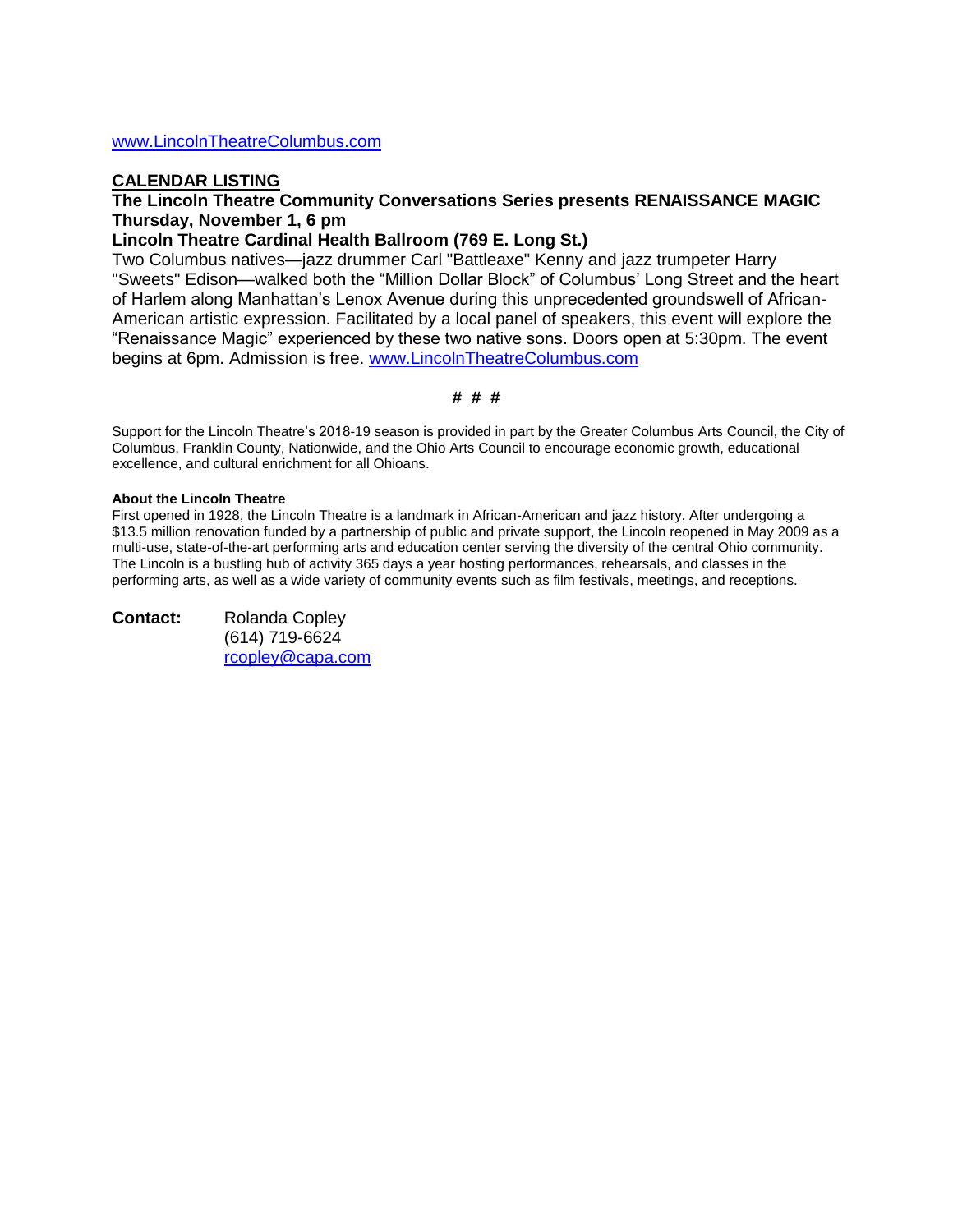www.LincolnTheatreColumbus.com

**CALENDAR LISTING**

**The Lincoln Theatre Community Conversations Series presents RENAISSANCE MAGIC**
**Thursday, November 1, 6 pm**
**Lincoln Theatre Cardinal Health Ballroom (769 E. Long St.)**

Two Columbus natives—jazz drummer Carl "Battleaxe" Kenny and jazz trumpeter Harry "Sweets" Edison—walked both the "Million Dollar Block" of Columbus' Long Street and the heart of Harlem along Manhattan's Lenox Avenue during this unprecedented groundswell of African-American artistic expression. Facilitated by a local panel of speakers, this event will explore the "Renaissance Magic" experienced by these two native sons. Doors open at 5:30pm. The event begins at 6pm. Admission is free. www.LincolnTheatreColumbus.com

# # #

Support for the Lincoln Theatre's 2018-19 season is provided in part by the Greater Columbus Arts Council, the City of Columbus, Franklin County, Nationwide, and the Ohio Arts Council to encourage economic growth, educational excellence, and cultural enrichment for all Ohioans.

**About the Lincoln Theatre**

First opened in 1928, the Lincoln Theatre is a landmark in African-American and jazz history. After undergoing a $13.5 million renovation funded by a partnership of public and private support, the Lincoln reopened in May 2009 as a multi-use, state-of-the-art performing arts and education center serving the diversity of the central Ohio community. The Lincoln is a bustling hub of activity 365 days a year hosting performances, rehearsals, and classes in the performing arts, as well as a wide variety of community events such as film festivals, meetings, and receptions.

**Contact:** Rolanda Copley
(614) 719-6624
rcopley@capa.com